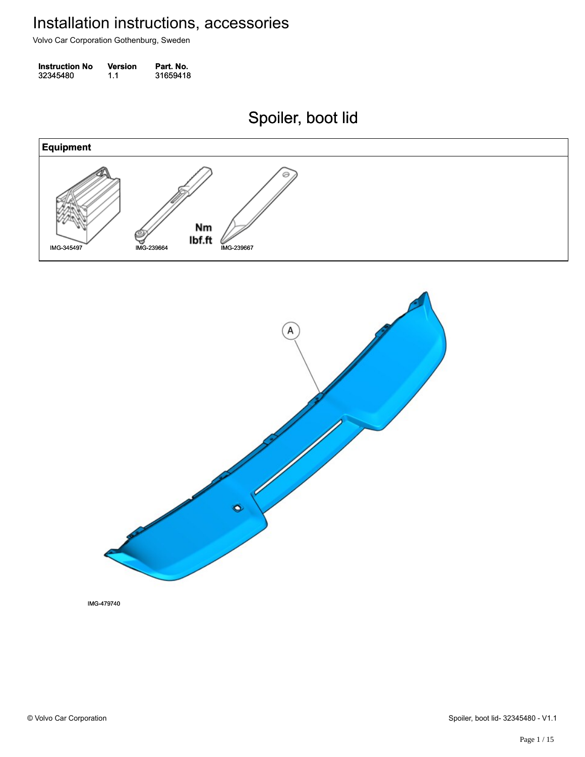# Installation instructions, accessories

Volvo Car Corporation Gothenburg, Sweden

| Instruction No | Version | Part. No. |
| --- | --- | --- |
| 32345480 | 1.1 | 31659418 |

## Spoiler, boot lid

| Equipment |
| --- |
| IMG-345497 IMG-239664 Nm lbf.ft IMG-239667 |

A

IMG-479740

© Volvo Car Corporation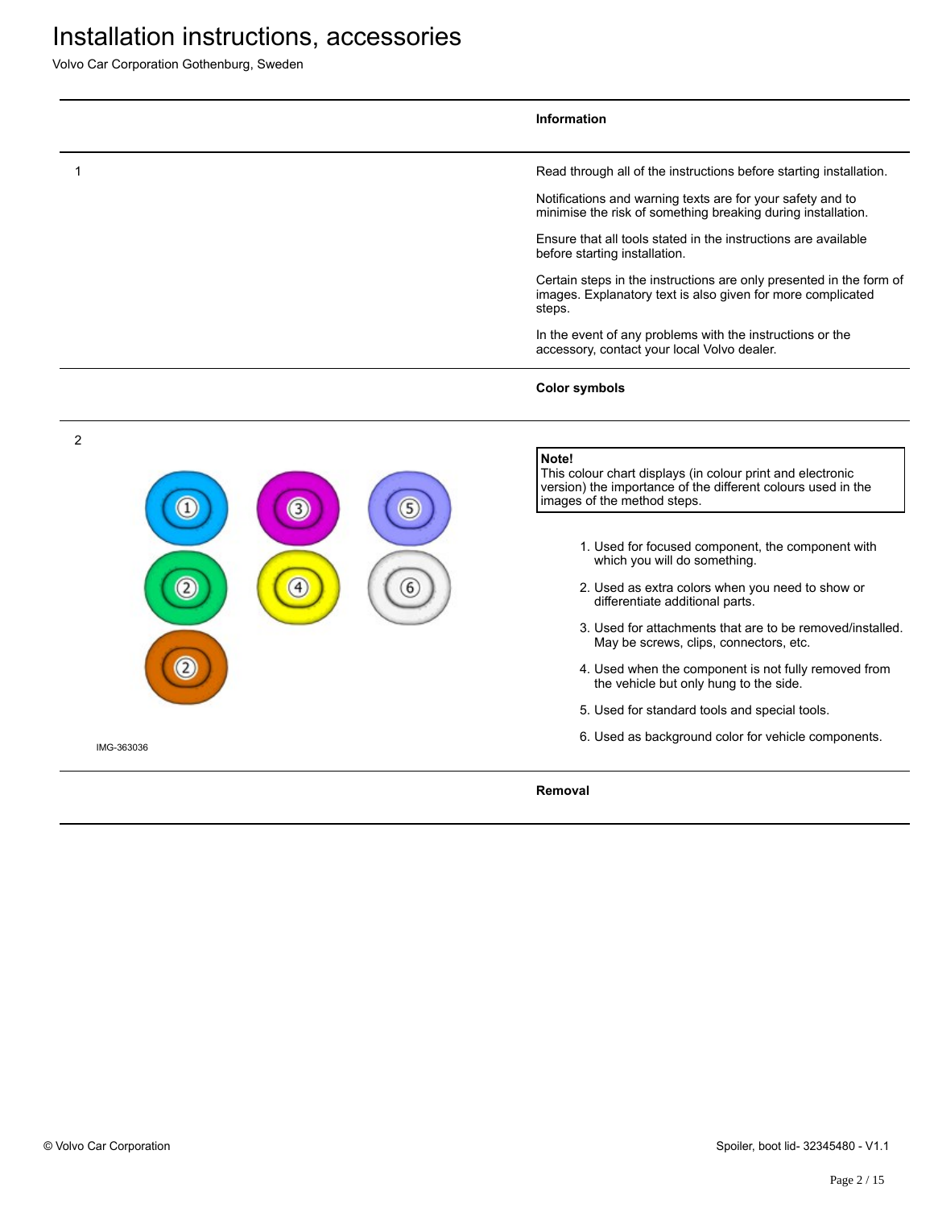# Installation instructions, accessories

Volvo Car Corporation Gothenburg, Sweden

## Information

1

Read through all of the instructions before starting installation.

Notifications and warning texts are for your safety and to minimise the risk of something breaking during installation.

Ensure that all tools stated in the instructions are available before starting installation.

Certain steps in the instructions are only presented in the form of images. Explanatory text is also given for more complicated steps.

In the event of any problems with the instructions or the accessory, contact your local Volvo dealer.

## Color symbols

2

IMG-363036

**Note!**
This colour chart displays (in colour print and electronic version) the importance of the different colours used in the images of the method steps.

1. Used for focused component, the component with which you will do something.
2. Used as extra colors when you need to show or differentiate additional parts.
3. Used for attachments that are to be removed/installed. May be screws, clips, connectors, etc.
4. Used when the component is not fully removed from the vehicle but only hung to the side.
5. Used for standard tools and special tools.
6. Used as background color for vehicle components.

## Removal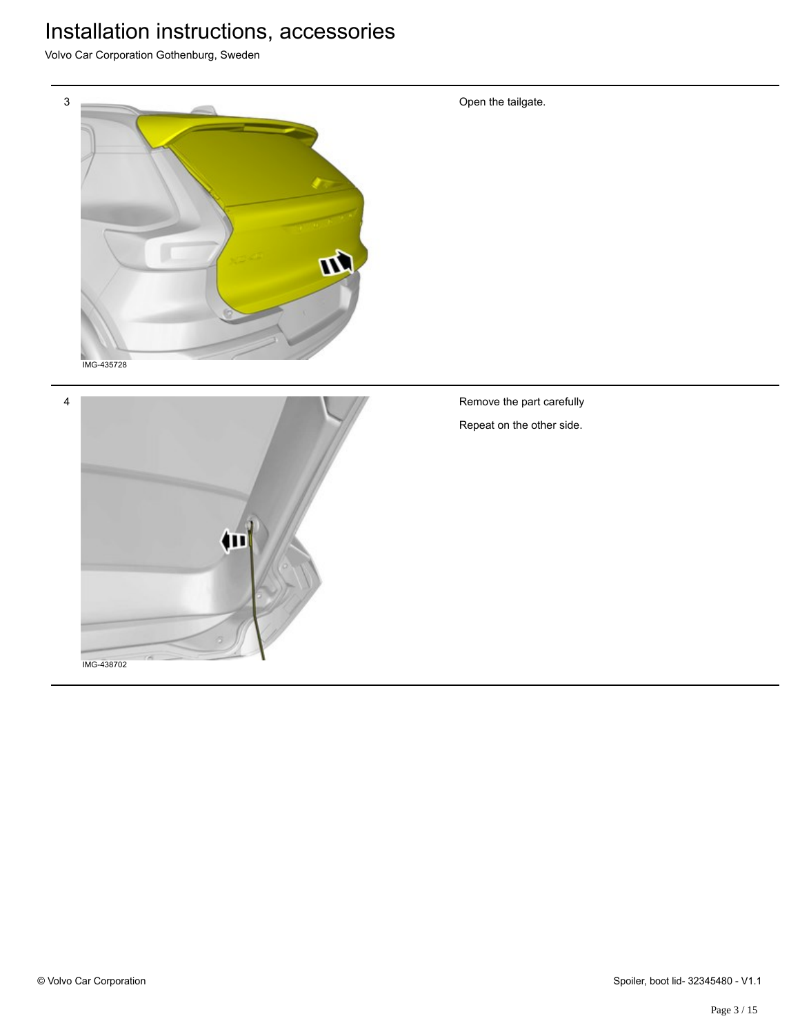3

IMG-435728

Open the tailgate.

4

IMG-438702

Remove the part carefully

Repeat on the other side.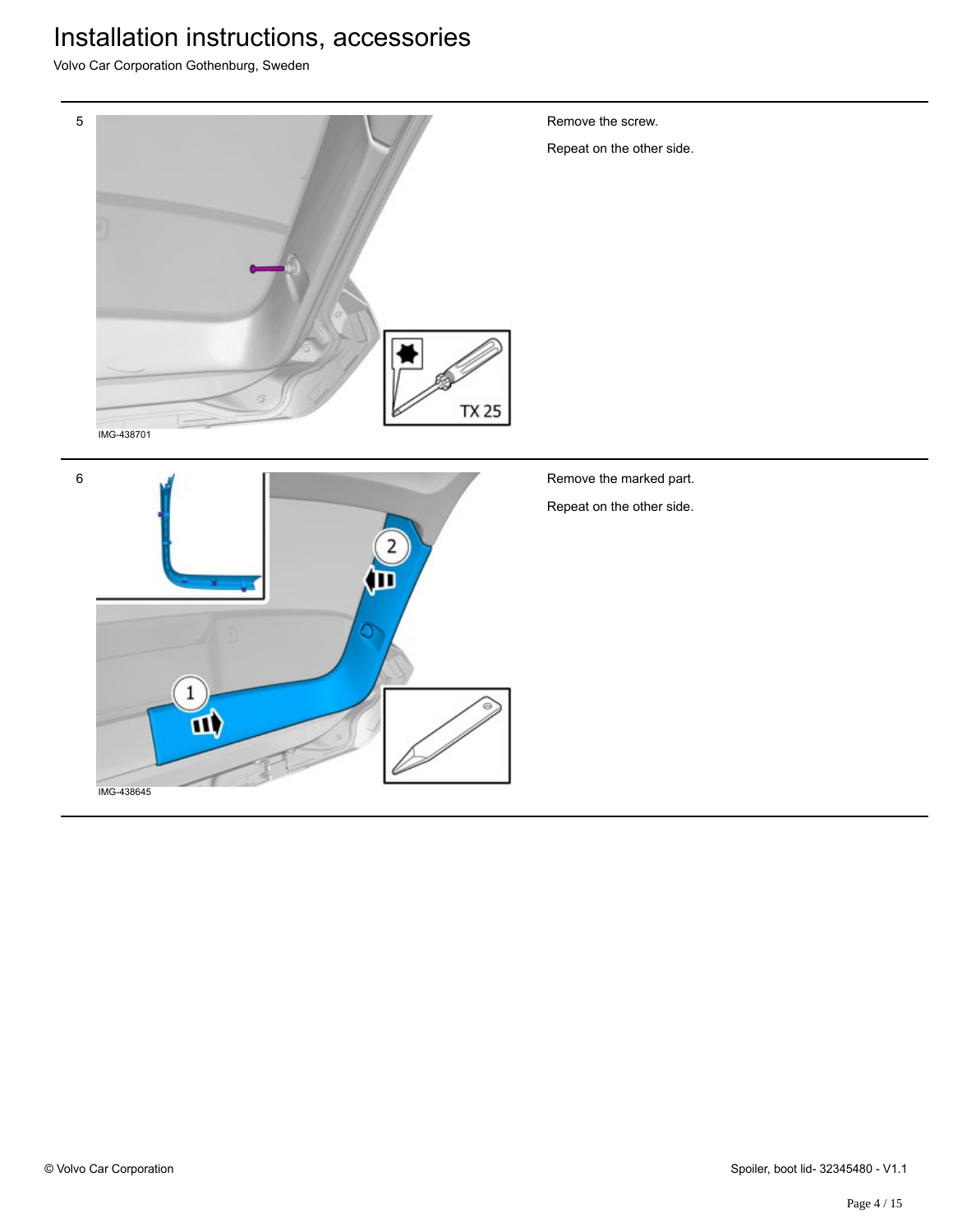5

IMG-438701

Remove the screw.

Repeat on the other side.

6

IMG-438645

Remove the marked part.

Repeat on the other side.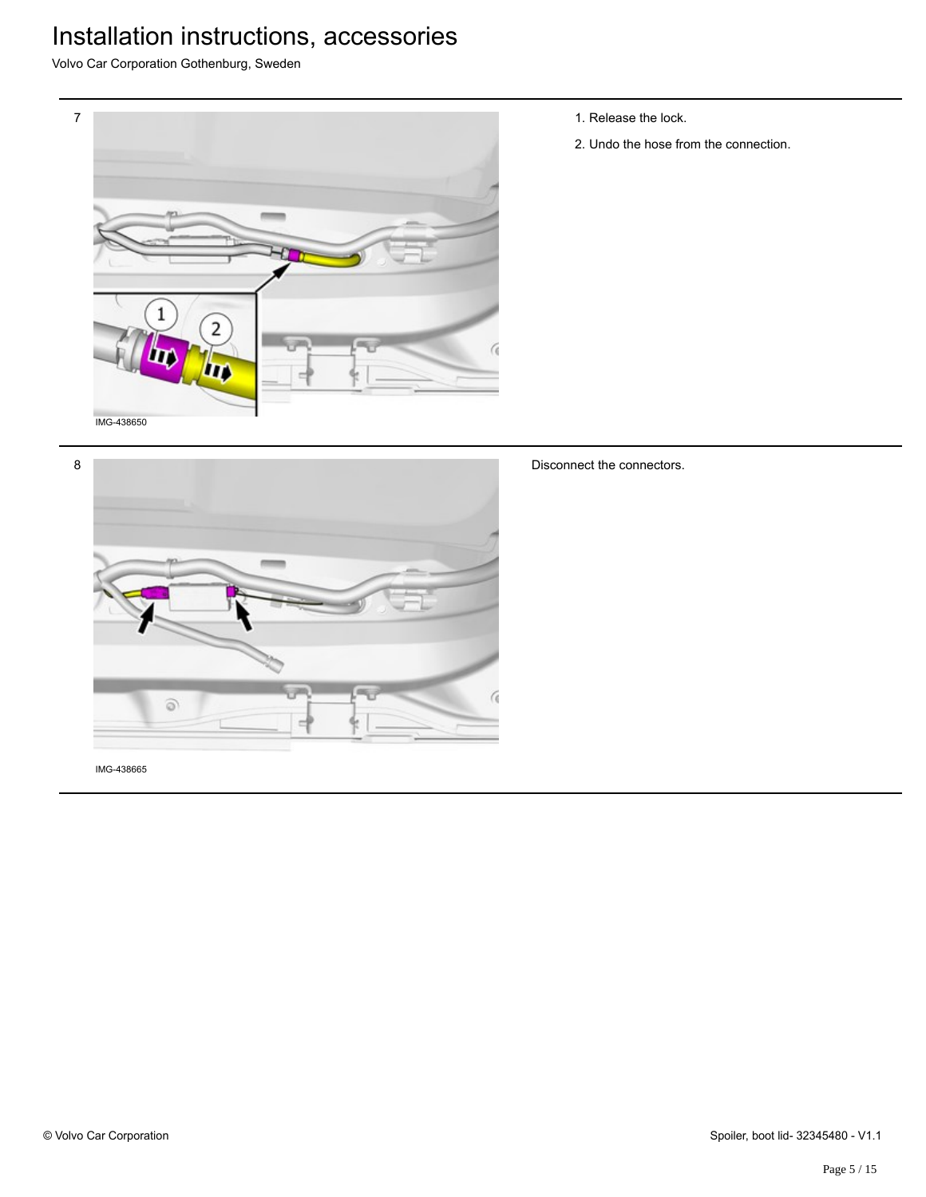7

IMG-438650

1. Release the lock.
2. Undo the hose from the connection.

---

8

IMG-438665

Disconnect the connectors.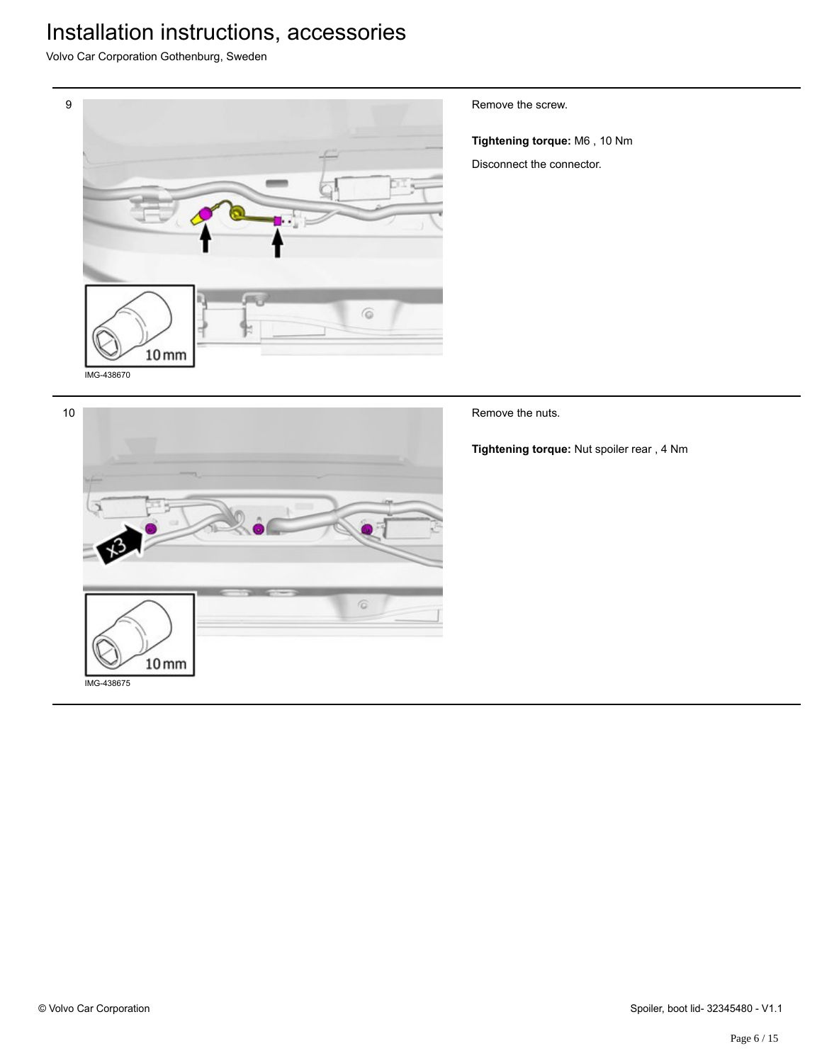9

IMG-438670

Remove the screw.

**Tightening torque:** M6 , 10 Nm

Disconnect the connector.

10

IMG-438675

Remove the nuts.

**Tightening torque:** Nut spoiler rear , 4 Nm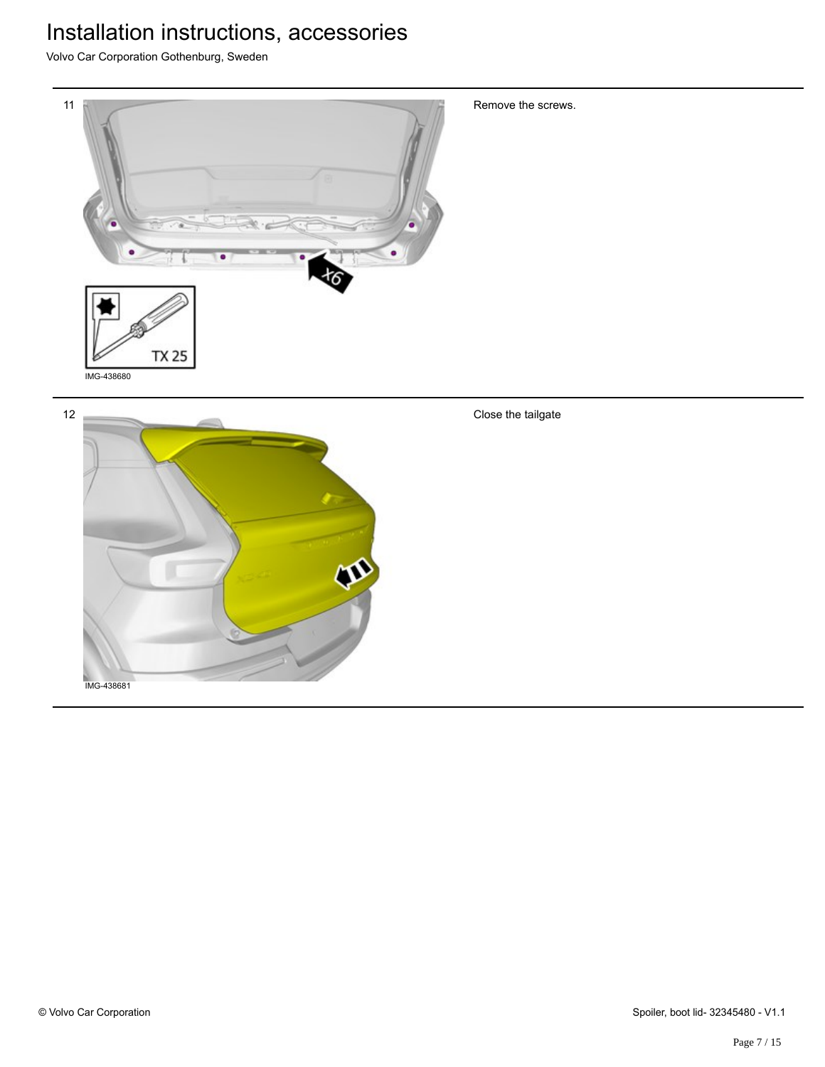| | | |
|---|---|---|
| 11 | IMG-438680 | Remove the screws. |
| 12 | IMG-438681 | Close the tailgate |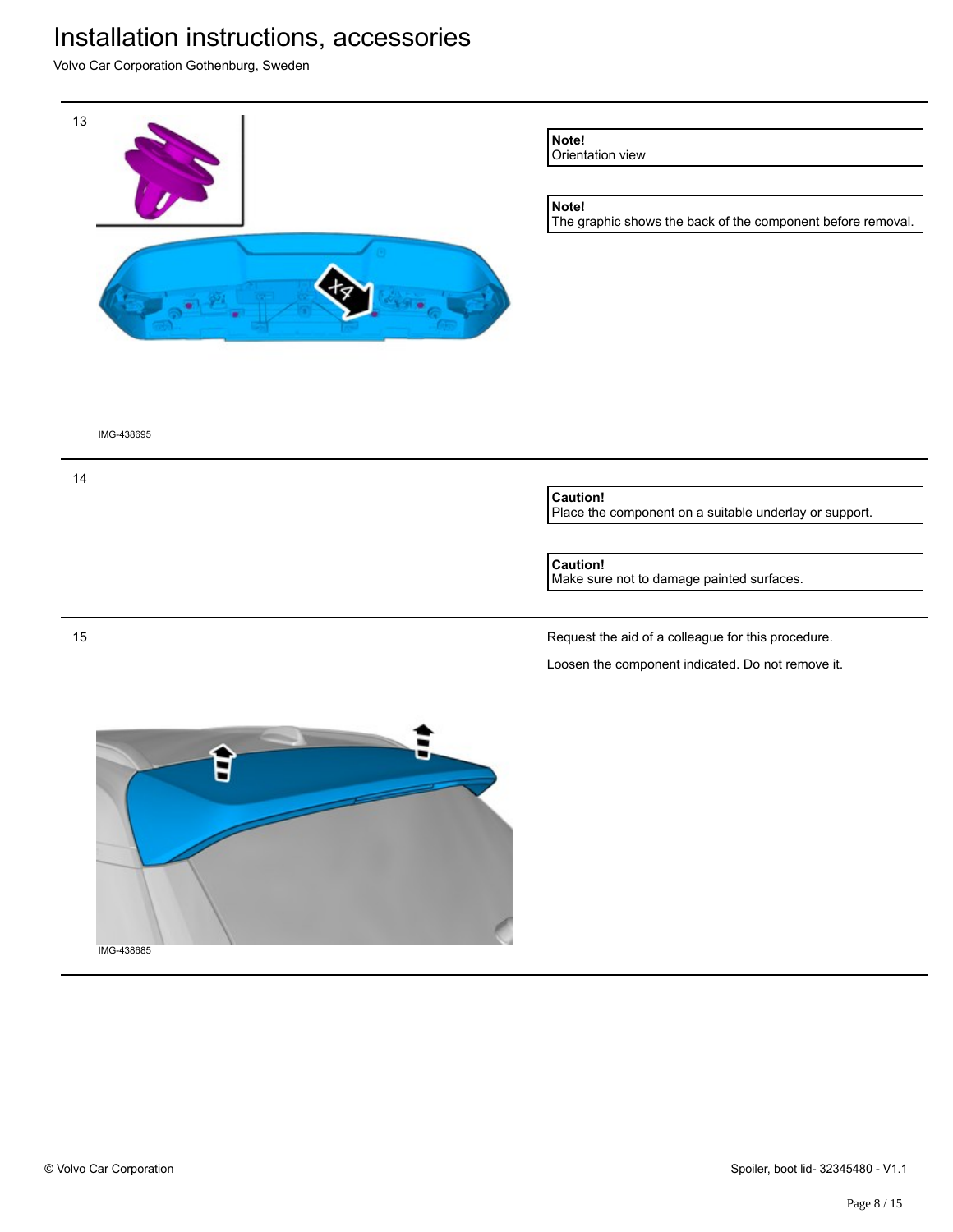13

**Note!**
Orientation view

**Note!**
The graphic shows the back of the component before removal.

IMG-438695

14

**Caution!**
Place the component on a suitable underlay or support.

**Caution!**
Make sure not to damage painted surfaces.

15

Request the aid of a colleague for this procedure.

Loosen the component indicated. Do not remove it.

IMG-438685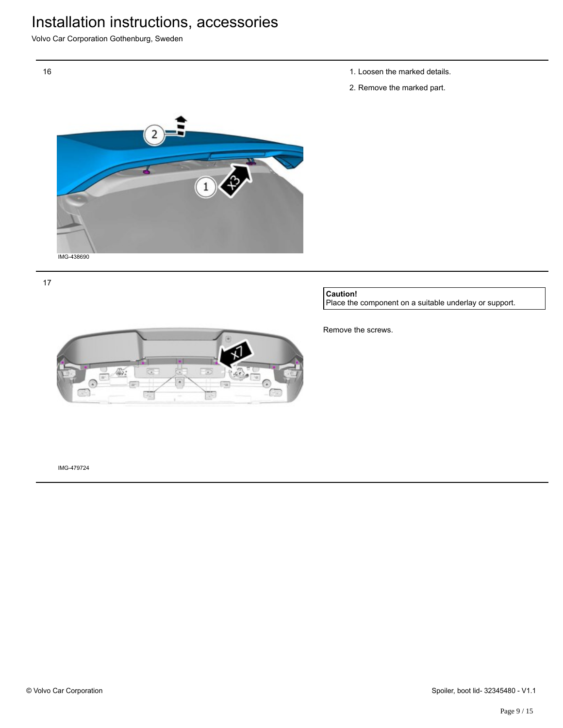16

1. Loosen the marked details.
2. Remove the marked part.

IMG-438690

17

**Caution!**
Place the component on a suitable underlay or support.

Remove the screws.

IMG-479724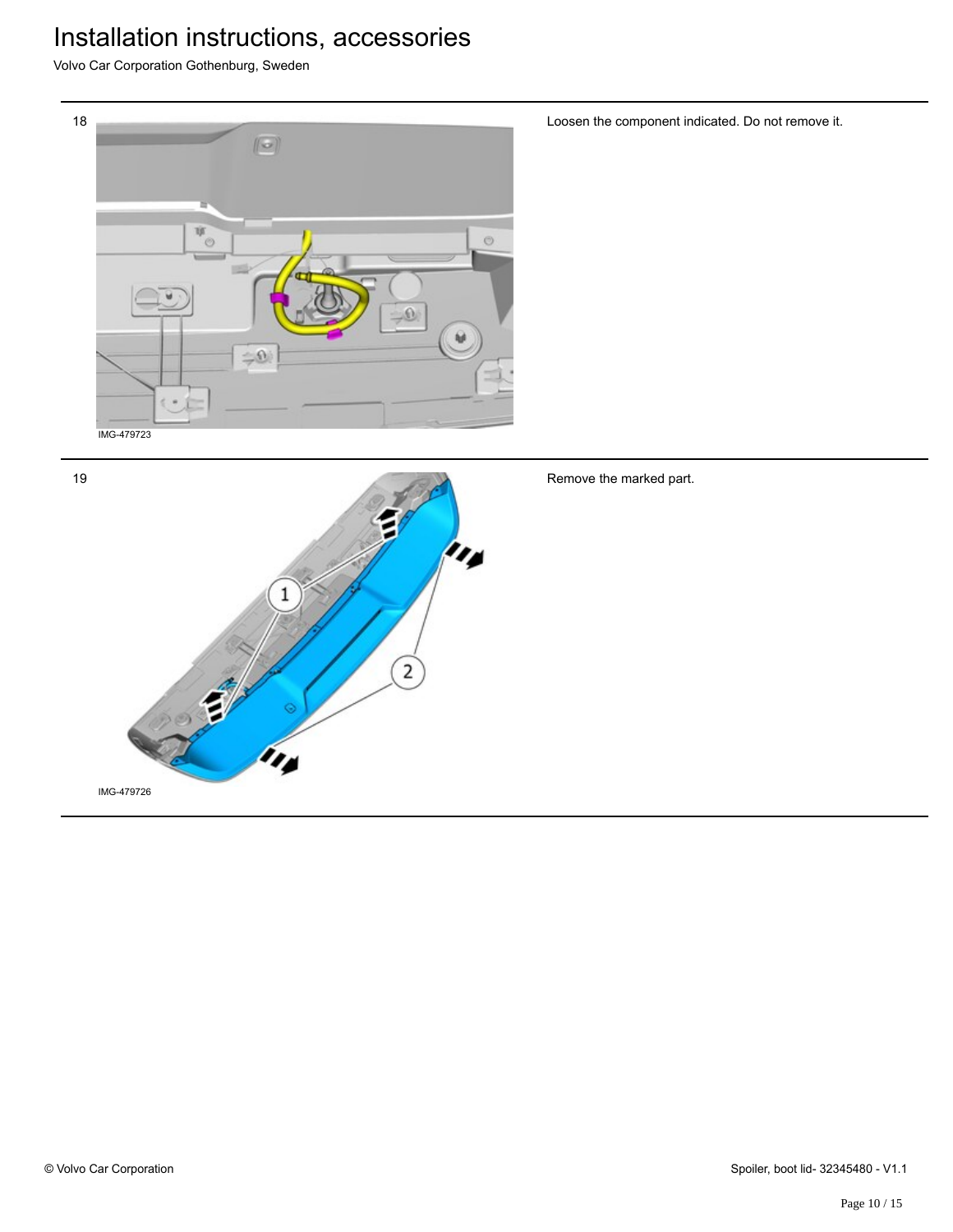18

IMG-479723

Loosen the component indicated. Do not remove it.

19

IMG-479726

Remove the marked part.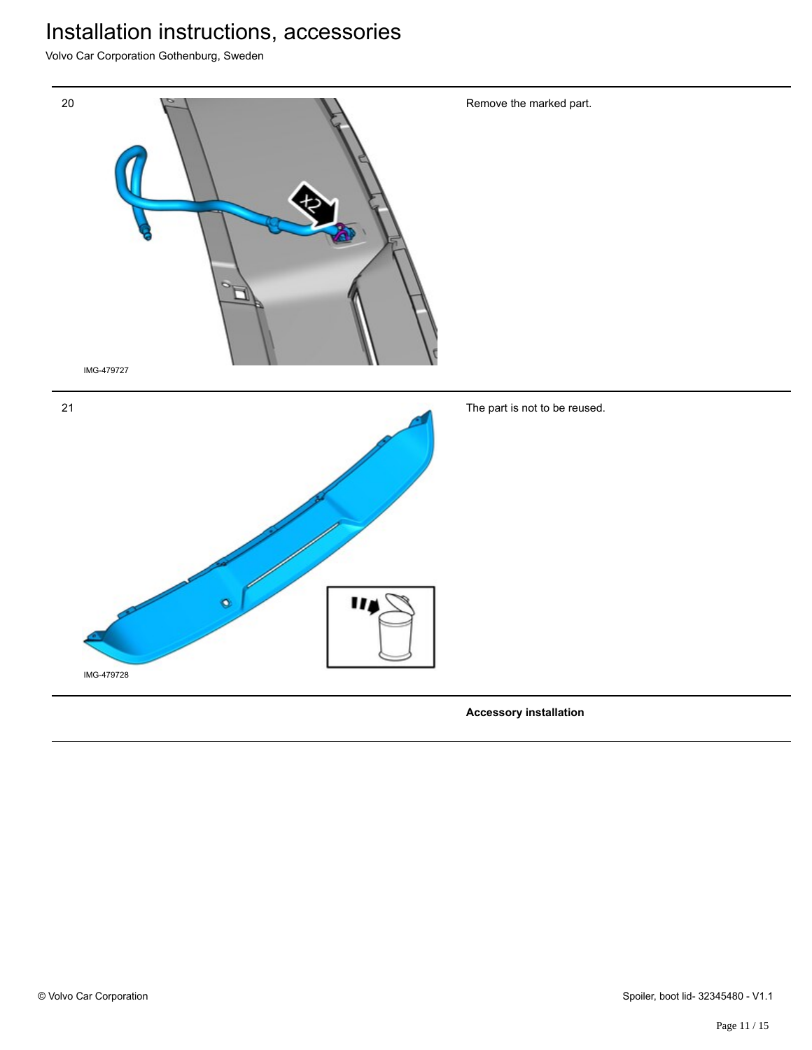| | | |
|---|---|---|
| 20 | IMG-479727 | Remove the marked part. |
| 21 | IMG-479728 | The part is not to be reused. |
| | | **Accessory installation** |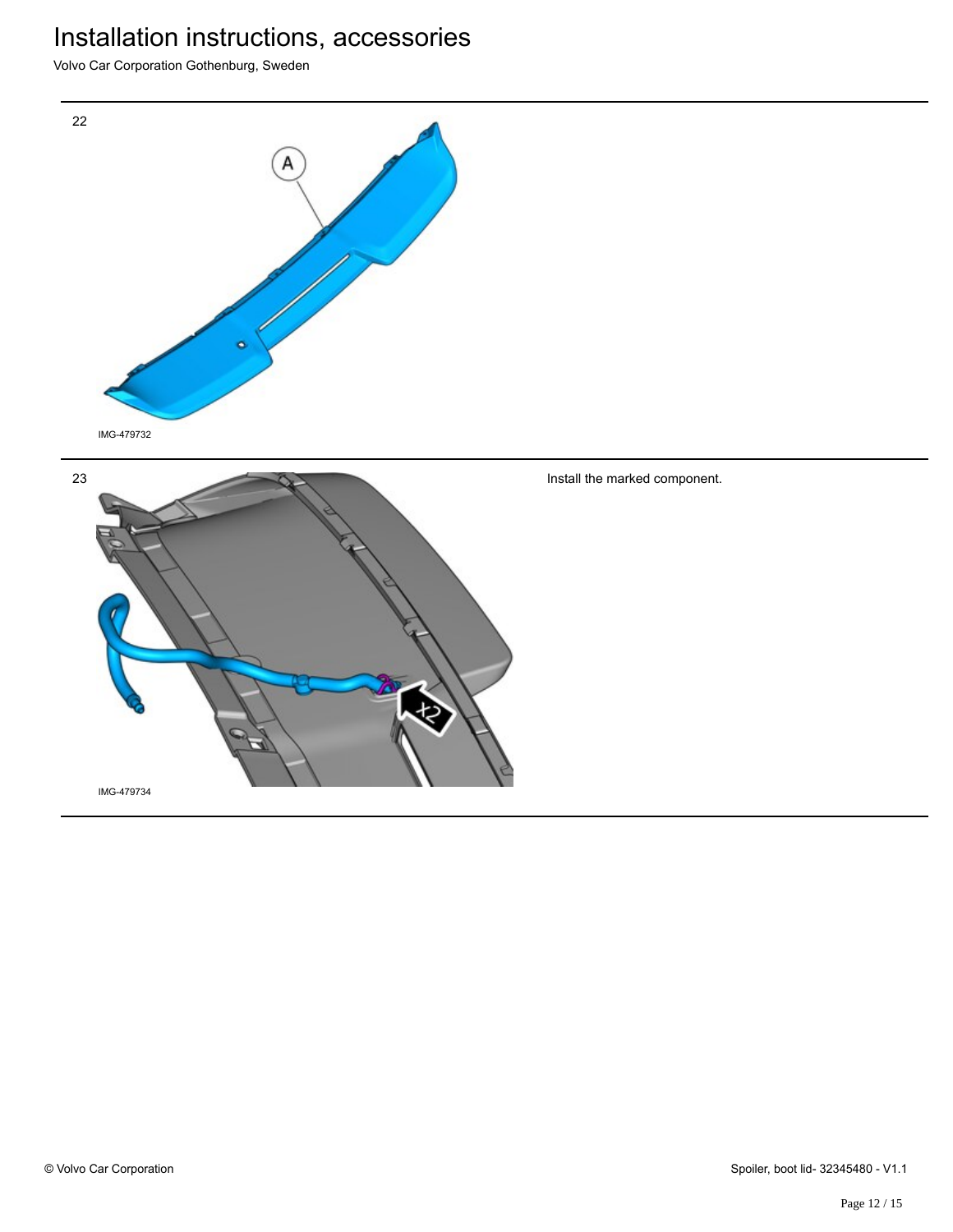22

IMG-479732

23

Install the marked component.

IMG-479734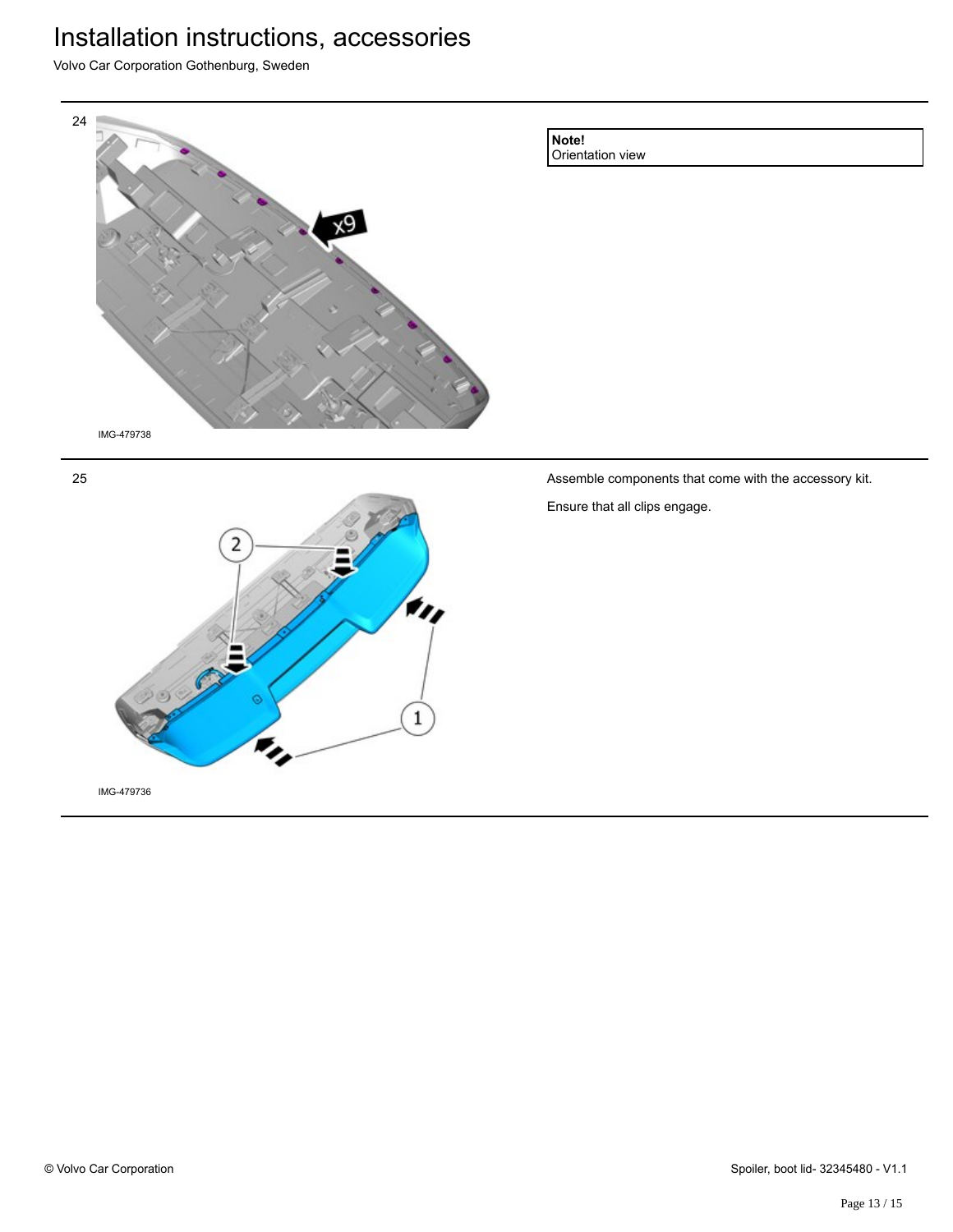24

IMG-479738

**Note!**
Orientation view

25

IMG-479736

Assemble components that come with the accessory kit.

Ensure that all clips engage.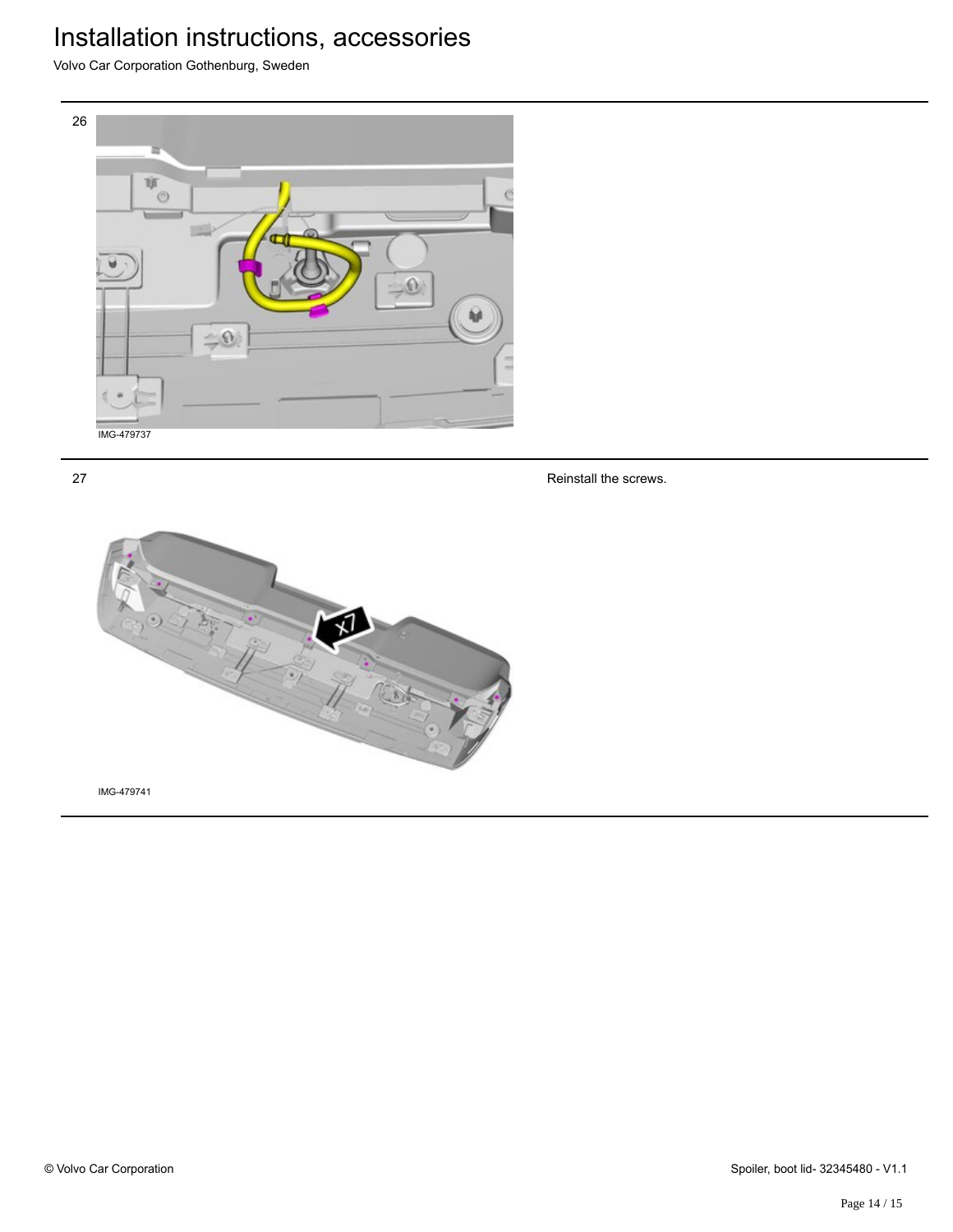26

IMG-479737

27

Reinstall the screws.

IMG-479741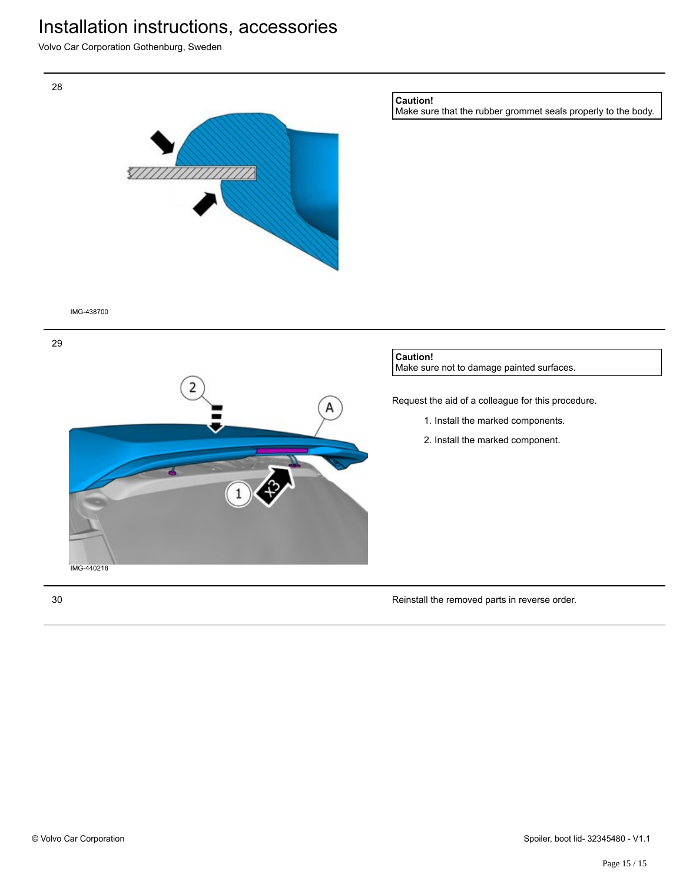28

IMG-438700

**Caution!**
Make sure that the rubber grommet seals properly to the body.

29

IMG-440218

**Caution!**
Make sure not to damage painted surfaces.

Request the aid of a colleague for this procedure.

1. Install the marked components.
2. Install the marked component.

30

Reinstall the removed parts in reverse order.